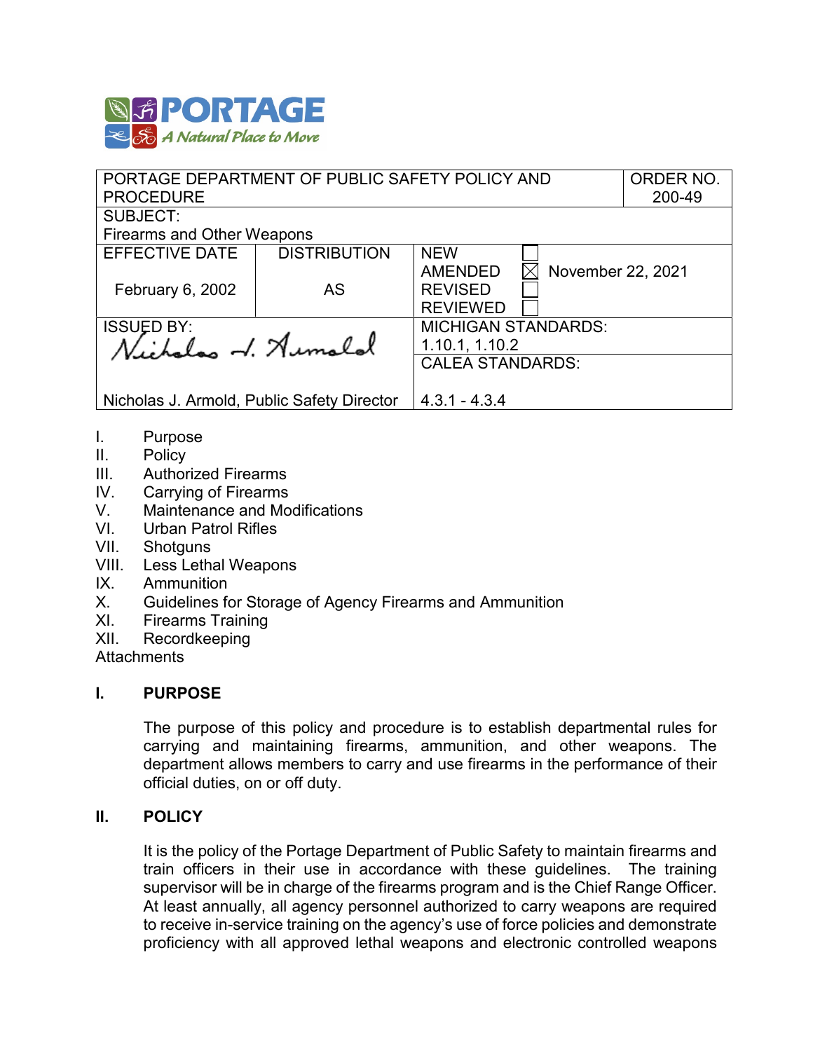PORTAGE
A Natural Place to Move

| PORTAGE DEPARTMENT OF PUBLIC SAFETY POLICY AND PROCEDURE | | ORDER NO. 200-49 |
|---|---|---|
| SUBJECT: Firearms and Other Weapons | | |
| EFFECTIVE DATE February 6, 2002 | DISTRIBUTION AS | NEW ☐ AMENDED ☒ November 22, 2021 REVISED ☐ REVIEWED ☐ |
| ISSUED BY: Nicholas J. Armold, Public Safety Director | | MICHIGAN STANDARDS: 1.10.1, 1.10.2 CALEA STANDARDS: 4.3.1 - 4.3.4 |

I. Purpose
II. Policy
III. Authorized Firearms
IV. Carrying of Firearms
V. Maintenance and Modifications
VI. Urban Patrol Rifles
VII. Shotguns
VIII. Less Lethal Weapons
IX. Ammunition
X. Guidelines for Storage of Agency Firearms and Ammunition
XI. Firearms Training
XII. Recordkeeping
Attachments

## I. PURPOSE

The purpose of this policy and procedure is to establish departmental rules for carrying and maintaining firearms, ammunition, and other weapons. The department allows members to carry and use firearms in the performance of their official duties, on or off duty.

## II. POLICY

It is the policy of the Portage Department of Public Safety to maintain firearms and train officers in their use in accordance with these guidelines. The training supervisor will be in charge of the firearms program and is the Chief Range Officer. At least annually, all agency personnel authorized to carry weapons are required to receive in-service training on the agency's use of force policies and demonstrate proficiency with all approved lethal weapons and electronic controlled weapons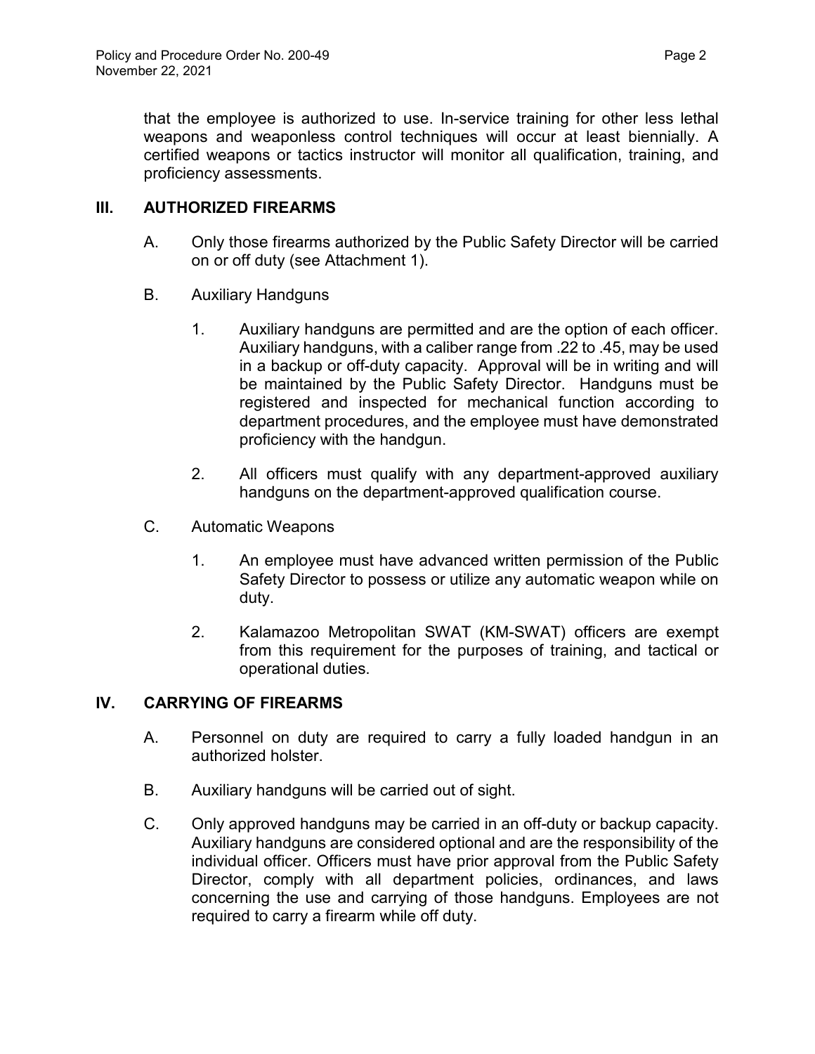that the employee is authorized to use. In-service training for other less lethal weapons and weaponless control techniques will occur at least biennially. A certified weapons or tactics instructor will monitor all qualification, training, and proficiency assessments.

## III. AUTHORIZED FIREARMS

A. Only those firearms authorized by the Public Safety Director will be carried on or off duty (see Attachment 1).

B. Auxiliary Handguns

1. Auxiliary handguns are permitted and are the option of each officer. Auxiliary handguns, with a caliber range from .22 to .45, may be used in a backup or off-duty capacity. Approval will be in writing and will be maintained by the Public Safety Director. Handguns must be registered and inspected for mechanical function according to department procedures, and the employee must have demonstrated proficiency with the handgun.

2. All officers must qualify with any department-approved auxiliary handguns on the department-approved qualification course.

C. Automatic Weapons

1. An employee must have advanced written permission of the Public Safety Director to possess or utilize any automatic weapon while on duty.

2. Kalamazoo Metropolitan SWAT (KM-SWAT) officers are exempt from this requirement for the purposes of training, and tactical or operational duties.

## IV. CARRYING OF FIREARMS

A. Personnel on duty are required to carry a fully loaded handgun in an authorized holster.

B. Auxiliary handguns will be carried out of sight.

C. Only approved handguns may be carried in an off-duty or backup capacity. Auxiliary handguns are considered optional and are the responsibility of the individual officer. Officers must have prior approval from the Public Safety Director, comply with all department policies, ordinances, and laws concerning the use and carrying of those handguns. Employees are not required to carry a firearm while off duty.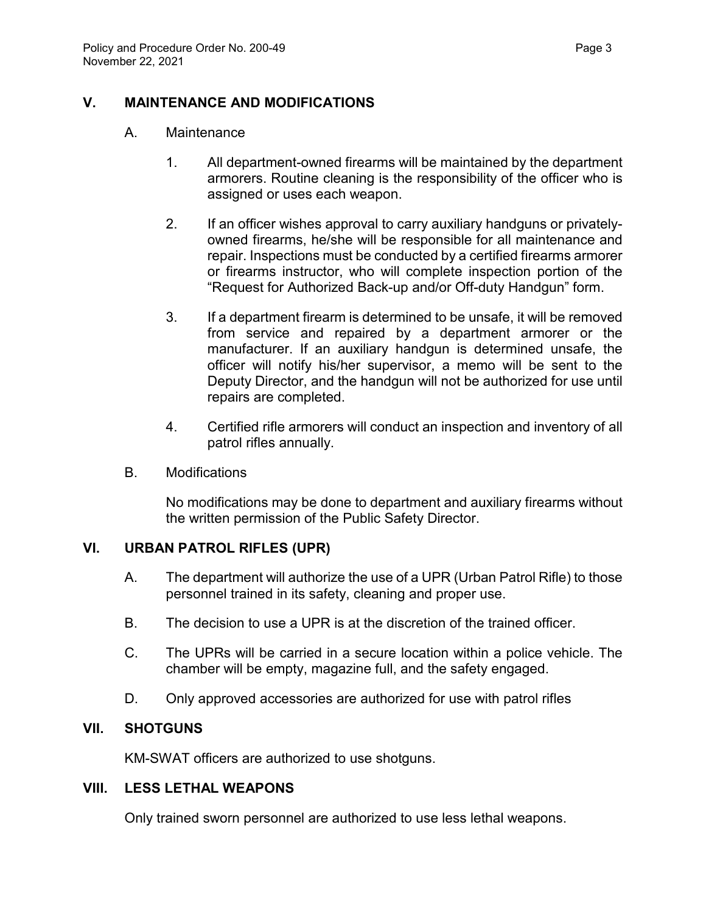## V. MAINTENANCE AND MODIFICATIONS

### A. Maintenance

1. All department-owned firearms will be maintained by the department armorers. Routine cleaning is the responsibility of the officer who is assigned or uses each weapon.

2. If an officer wishes approval to carry auxiliary handguns or privately-owned firearms, he/she will be responsible for all maintenance and repair. Inspections must be conducted by a certified firearms armorer or firearms instructor, who will complete inspection portion of the "Request for Authorized Back-up and/or Off-duty Handgun" form.

3. If a department firearm is determined to be unsafe, it will be removed from service and repaired by a department armorer or the manufacturer. If an auxiliary handgun is determined unsafe, the officer will notify his/her supervisor, a memo will be sent to the Deputy Director, and the handgun will not be authorized for use until repairs are completed.

4. Certified rifle armorers will conduct an inspection and inventory of all patrol rifles annually.

### B. Modifications

No modifications may be done to department and auxiliary firearms without the written permission of the Public Safety Director.

## VI. URBAN PATROL RIFLES (UPR)

A. The department will authorize the use of a UPR (Urban Patrol Rifle) to those personnel trained in its safety, cleaning and proper use.

B. The decision to use a UPR is at the discretion of the trained officer.

C. The UPRs will be carried in a secure location within a police vehicle. The chamber will be empty, magazine full, and the safety engaged.

D. Only approved accessories are authorized for use with patrol rifles

## VII. SHOTGUNS

KM-SWAT officers are authorized to use shotguns.

## VIII. LESS LETHAL WEAPONS

Only trained sworn personnel are authorized to use less lethal weapons.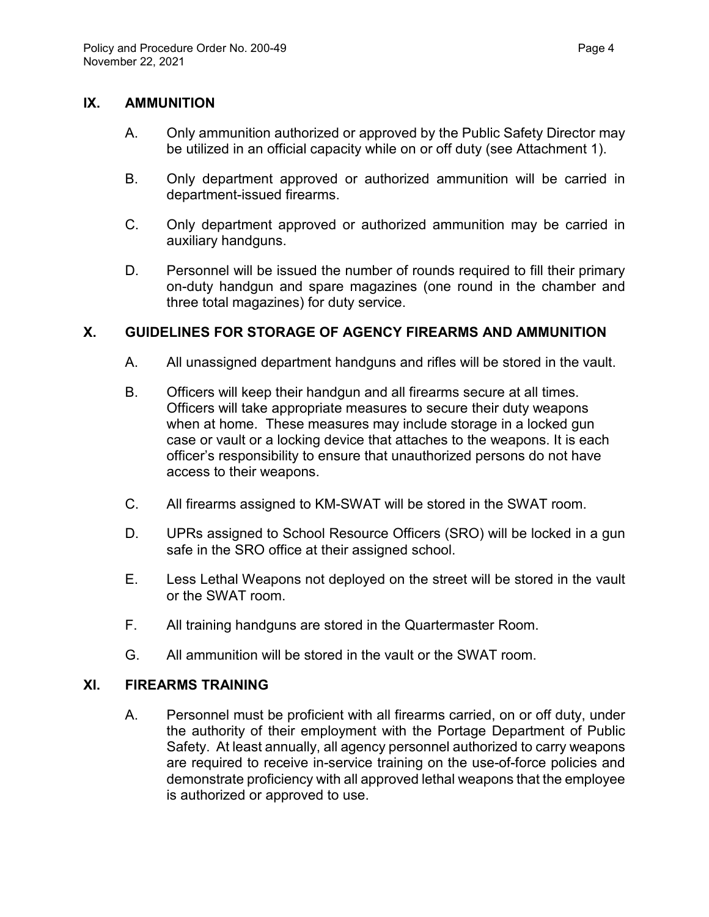## IX. AMMUNITION

A. Only ammunition authorized or approved by the Public Safety Director may be utilized in an official capacity while on or off duty (see Attachment 1).

B. Only department approved or authorized ammunition will be carried in department-issued firearms.

C. Only department approved or authorized ammunition may be carried in auxiliary handguns.

D. Personnel will be issued the number of rounds required to fill their primary on-duty handgun and spare magazines (one round in the chamber and three total magazines) for duty service.

## X. GUIDELINES FOR STORAGE OF AGENCY FIREARMS AND AMMUNITION

A. All unassigned department handguns and rifles will be stored in the vault.

B. Officers will keep their handgun and all firearms secure at all times. Officers will take appropriate measures to secure their duty weapons when at home. These measures may include storage in a locked gun case or vault or a locking device that attaches to the weapons. It is each officer's responsibility to ensure that unauthorized persons do not have access to their weapons.

C. All firearms assigned to KM-SWAT will be stored in the SWAT room.

D. UPRs assigned to School Resource Officers (SRO) will be locked in a gun safe in the SRO office at their assigned school.

E. Less Lethal Weapons not deployed on the street will be stored in the vault or the SWAT room.

F. All training handguns are stored in the Quartermaster Room.

G. All ammunition will be stored in the vault or the SWAT room.

## XI. FIREARMS TRAINING

A. Personnel must be proficient with all firearms carried, on or off duty, under the authority of their employment with the Portage Department of Public Safety. At least annually, all agency personnel authorized to carry weapons are required to receive in-service training on the use-of-force policies and demonstrate proficiency with all approved lethal weapons that the employee is authorized or approved to use.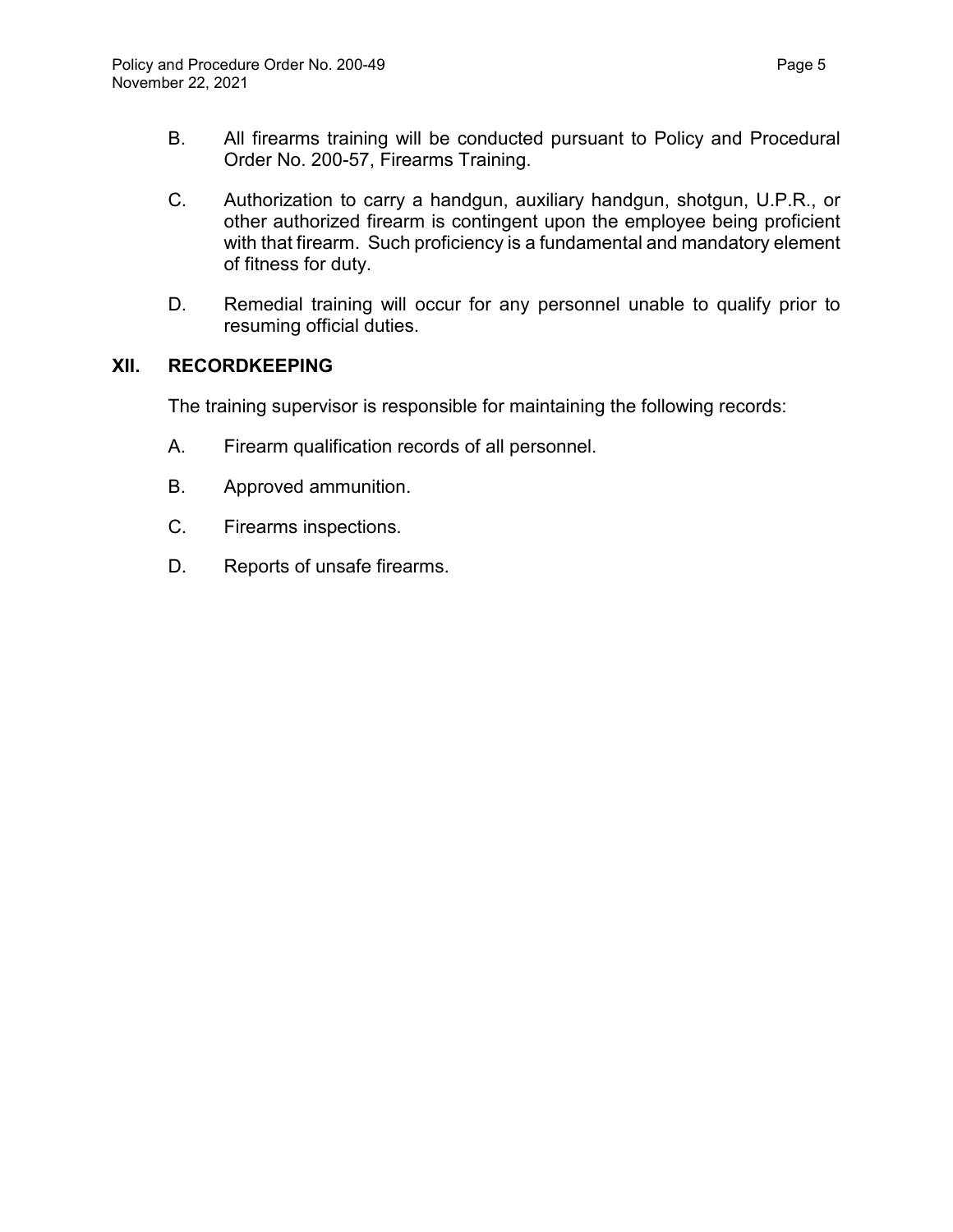B. All firearms training will be conducted pursuant to Policy and Procedural Order No. 200-57, Firearms Training.

C. Authorization to carry a handgun, auxiliary handgun, shotgun, U.P.R., or other authorized firearm is contingent upon the employee being proficient with that firearm. Such proficiency is a fundamental and mandatory element of fitness for duty.

D. Remedial training will occur for any personnel unable to qualify prior to resuming official duties.

## XII. RECORDKEEPING

The training supervisor is responsible for maintaining the following records:

A. Firearm qualification records of all personnel.

B. Approved ammunition.

C. Firearms inspections.

D. Reports of unsafe firearms.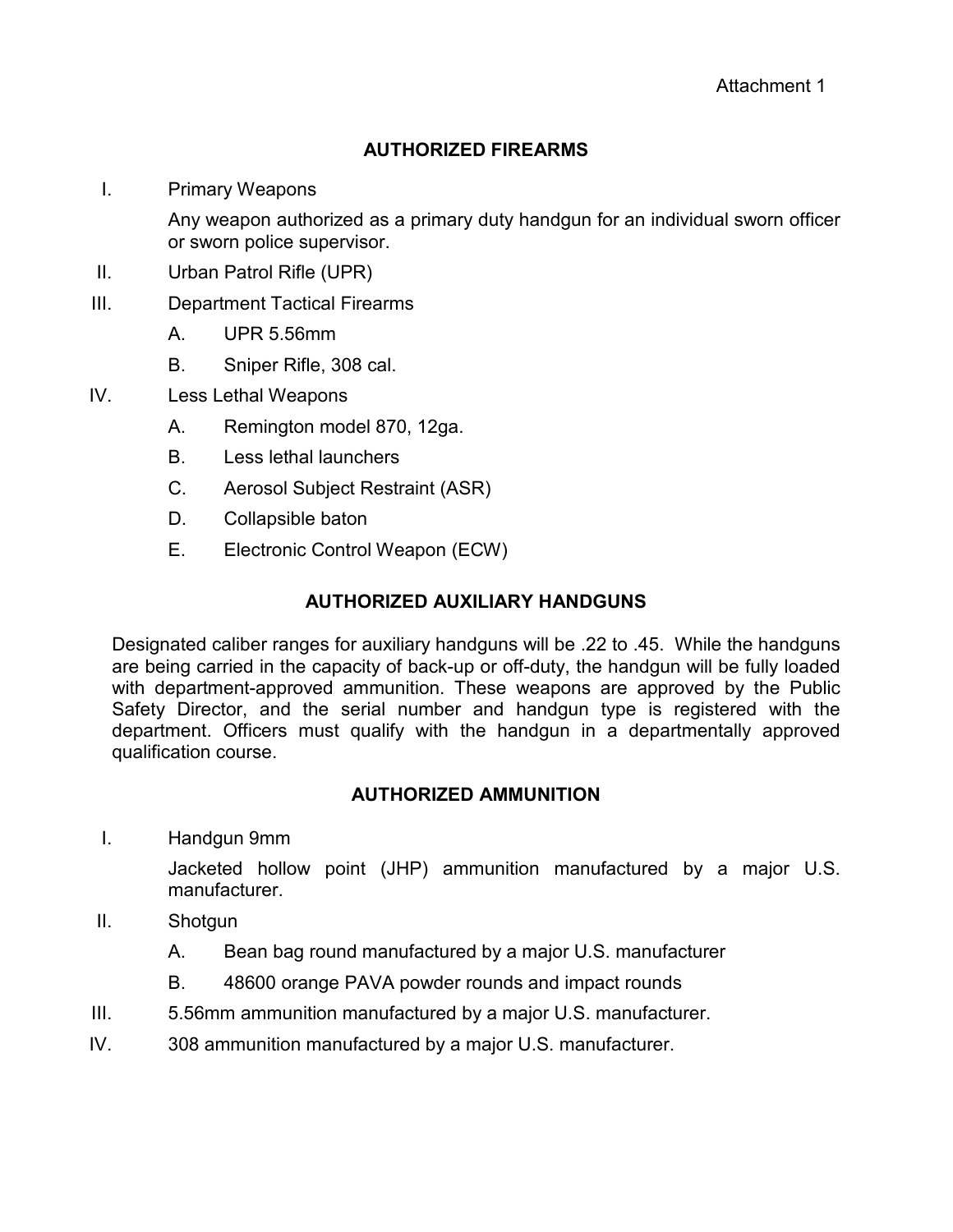Attachment 1

## AUTHORIZED FIREARMS

I. Primary Weapons

Any weapon authorized as a primary duty handgun for an individual sworn officer or sworn police supervisor.

II. Urban Patrol Rifle (UPR)

III. Department Tactical Firearms

- A. UPR 5.56mm
- B. Sniper Rifle, 308 cal.

IV. Less Lethal Weapons

- A. Remington model 870, 12ga.
- B. Less lethal launchers
- C. Aerosol Subject Restraint (ASR)
- D. Collapsible baton
- E. Electronic Control Weapon (ECW)

## AUTHORIZED AUXILIARY HANDGUNS

Designated caliber ranges for auxiliary handguns will be .22 to .45. While the handguns are being carried in the capacity of back-up or off-duty, the handgun will be fully loaded with department-approved ammunition. These weapons are approved by the Public Safety Director, and the serial number and handgun type is registered with the department. Officers must qualify with the handgun in a departmentally approved qualification course.

## AUTHORIZED AMMUNITION

I. Handgun 9mm

Jacketed hollow point (JHP) ammunition manufactured by a major U.S. manufacturer.

II. Shotgun

- A. Bean bag round manufactured by a major U.S. manufacturer
- B. 48600 orange PAVA powder rounds and impact rounds

III. 5.56mm ammunition manufactured by a major U.S. manufacturer.

IV. 308 ammunition manufactured by a major U.S. manufacturer.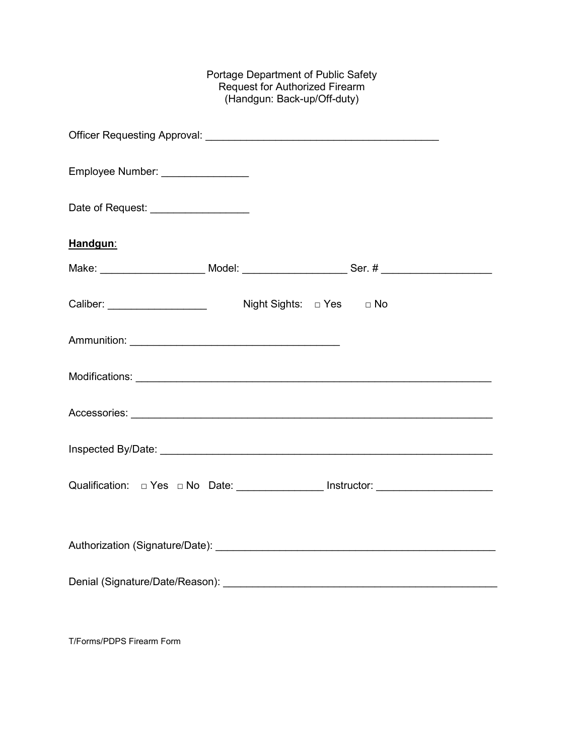Portage Department of Public Safety
Request for Authorized Firearm
(Handgun: Back-up/Off-duty)

Officer Requesting Approval: ________________________________________

Employee Number: _______________

Date of Request: _________________

**Handgun**:

Make: __________________ Model: __________________ Ser. # ___________________

Caliber: _________________ Night Sights: □ Yes □ No

Ammunition: ____________________________________

Modifications: _____________________________________________________________

Accessories: ______________________________________________________________

Inspected By/Date: _________________________________________________________

Qualification: □ Yes □ No Date: _______________ Instructor: ____________________

Authorization (Signature/Date): ________________________________________________

Denial (Signature/Date/Reason): _______________________________________________

T/Forms/PDPS Firearm Form